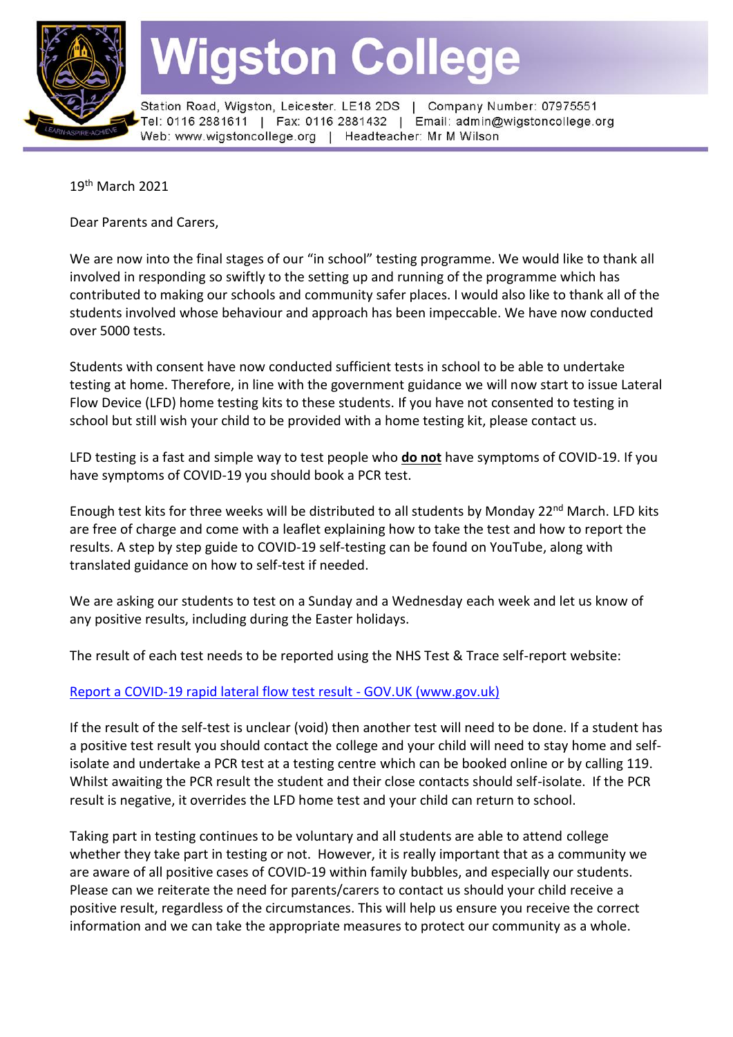# Wigston College

Station Road, Wigston, Leicester. LE18 2DS | Company Number: 07975551
Tel: 0116 2881611 | Fax: 0116 2881432 | Email: admin@wigstoncollege.org
Web: www.wigstoncollege.org | Headteacher: Mr M Wilson

19th March 2021

Dear Parents and Carers,

We are now into the final stages of our "in school" testing programme. We would like to thank all involved in responding so swiftly to the setting up and running of the programme which has contributed to making our schools and community safer places. I would also like to thank all of the students involved whose behaviour and approach has been impeccable. We have now conducted over 5000 tests.

Students with consent have now conducted sufficient tests in school to be able to undertake testing at home. Therefore, in line with the government guidance we will now start to issue Lateral Flow Device (LFD) home testing kits to these students. If you have not consented to testing in school but still wish your child to be provided with a home testing kit, please contact us.

LFD testing is a fast and simple way to test people who **do not** have symptoms of COVID-19. If you have symptoms of COVID-19 you should book a PCR test.

Enough test kits for three weeks will be distributed to all students by Monday 22nd March. LFD kits are free of charge and come with a leaflet explaining how to take the test and how to report the results. A step by step guide to COVID-19 self-testing can be found on YouTube, along with translated guidance on how to self-test if needed.

We are asking our students to test on a Sunday and a Wednesday each week and let us know of any positive results, including during the Easter holidays.

The result of each test needs to be reported using the NHS Test & Trace self-report website:

Report a COVID-19 rapid lateral flow test result - GOV.UK (www.gov.uk)

If the result of the self-test is unclear (void) then another test will need to be done. If a student has a positive test result you should contact the college and your child will need to stay home and self-isolate and undertake a PCR test at a testing centre which can be booked online or by calling 119. Whilst awaiting the PCR result the student and their close contacts should self-isolate. If the PCR result is negative, it overrides the LFD home test and your child can return to school.

Taking part in testing continues to be voluntary and all students are able to attend college whether they take part in testing or not. However, it is really important that as a community we are aware of all positive cases of COVID-19 within family bubbles, and especially our students. Please can we reiterate the need for parents/carers to contact us should your child receive a positive result, regardless of the circumstances. This will help us ensure you receive the correct information and we can take the appropriate measures to protect our community as a whole.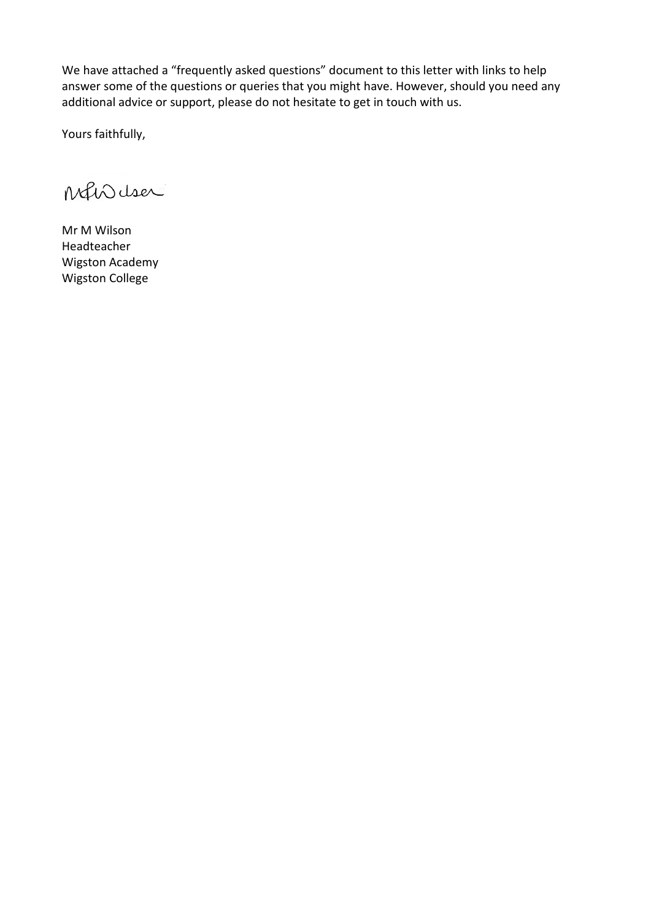We have attached a "frequently asked questions" document to this letter with links to help answer some of the questions or queries that you might have. However, should you need any additional advice or support, please do not hesitate to get in touch with us.

Yours faithfully,

Mr M Wilson  
Headteacher  
Wigston Academy  
Wigston College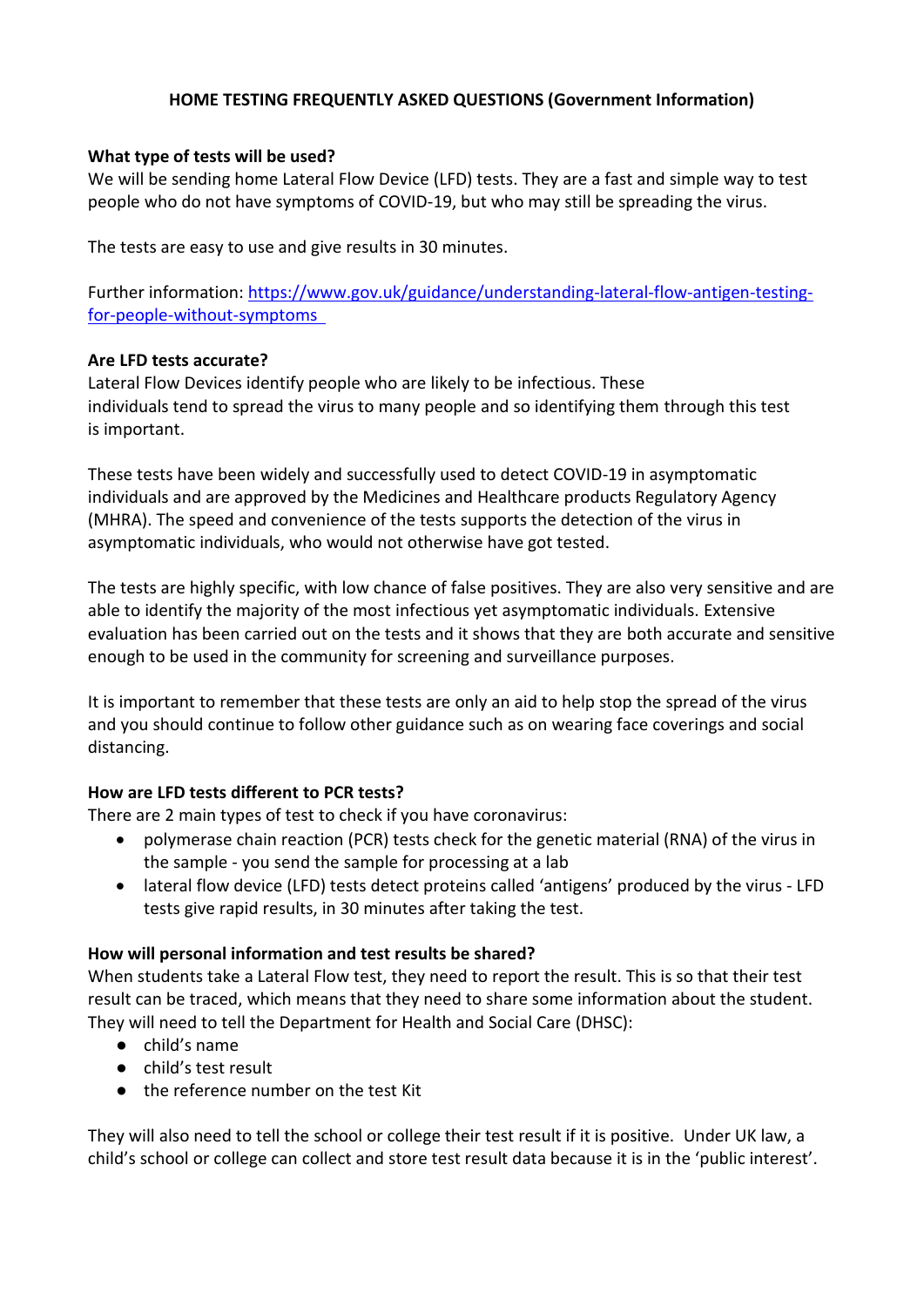# HOME TESTING FREQUENTLY ASKED QUESTIONS (Government Information)

**What type of tests will be used?**

We will be sending home Lateral Flow Device (LFD) tests. They are a fast and simple way to test people who do not have symptoms of COVID-19, but who may still be spreading the virus.

The tests are easy to use and give results in 30 minutes.

Further information: [https://www.gov.uk/guidance/understanding-lateral-flow-antigen-testing-for-people-without-symptoms](https://www.gov.uk/guidance/understanding-lateral-flow-antigen-testing-for-people-without-symptoms)

**Are LFD tests accurate?**

Lateral Flow Devices identify people who are likely to be infectious. These individuals tend to spread the virus to many people and so identifying them through this test is important.

These tests have been widely and successfully used to detect COVID-19 in asymptomatic individuals and are approved by the Medicines and Healthcare products Regulatory Agency (MHRA). The speed and convenience of the tests supports the detection of the virus in asymptomatic individuals, who would not otherwise have got tested.

The tests are highly specific, with low chance of false positives. They are also very sensitive and are able to identify the majority of the most infectious yet asymptomatic individuals. Extensive evaluation has been carried out on the tests and it shows that they are both accurate and sensitive enough to be used in the community for screening and surveillance purposes.

It is important to remember that these tests are only an aid to help stop the spread of the virus and you should continue to follow other guidance such as on wearing face coverings and social distancing.

**How are LFD tests different to PCR tests?**

There are 2 main types of test to check if you have coronavirus:

- polymerase chain reaction (PCR) tests check for the genetic material (RNA) of the virus in the sample - you send the sample for processing at a lab
- lateral flow device (LFD) tests detect proteins called 'antigens' produced by the virus - LFD tests give rapid results, in 30 minutes after taking the test.

**How will personal information and test results be shared?**

When students take a Lateral Flow test, they need to report the result. This is so that their test result can be traced, which means that they need to share some information about the student. They will need to tell the Department for Health and Social Care (DHSC):

- child's name
- child's test result
- the reference number on the test Kit

They will also need to tell the school or college their test result if it is positive. Under UK law, a child's school or college can collect and store test result data because it is in the 'public interest'.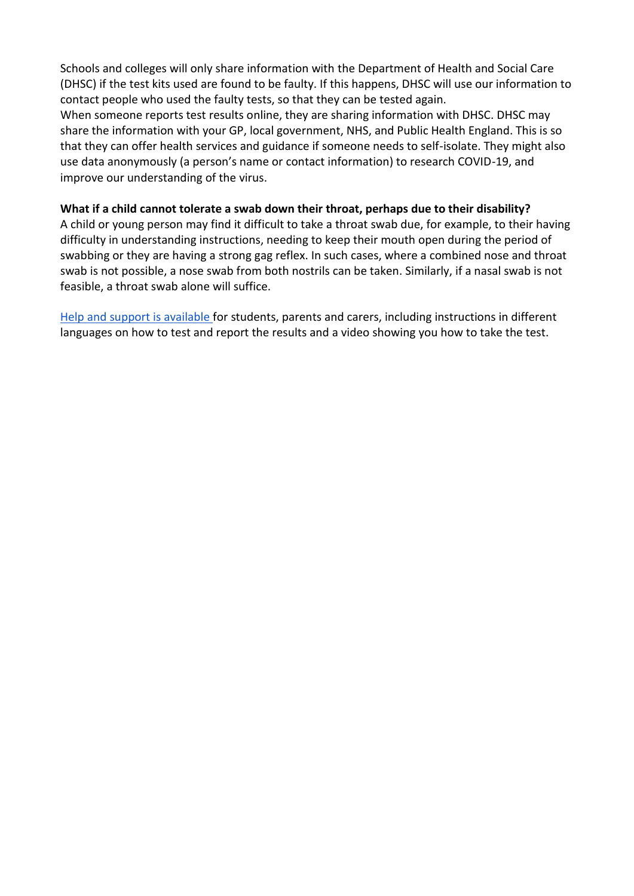Schools and colleges will only share information with the Department of Health and Social Care (DHSC) if the test kits used are found to be faulty. If this happens, DHSC will use our information to contact people who used the faulty tests, so that they can be tested again.
When someone reports test results online, they are sharing information with DHSC. DHSC may share the information with your GP, local government, NHS, and Public Health England. This is so that they can offer health services and guidance if someone needs to self-isolate. They might also use data anonymously (a person's name or contact information) to research COVID-19, and improve our understanding of the virus.

**What if a child cannot tolerate a swab down their throat, perhaps due to their disability?**
A child or young person may find it difficult to take a throat swab due, for example, to their having difficulty in understanding instructions, needing to keep their mouth open during the period of swabbing or they are having a strong gag reflex. In such cases, where a combined nose and throat swab is not possible, a nose swab from both nostrils can be taken. Similarly, if a nasal swab is not feasible, a throat swab alone will suffice.

Help and support is available for students, parents and carers, including instructions in different languages on how to test and report the results and a video showing you how to take the test.